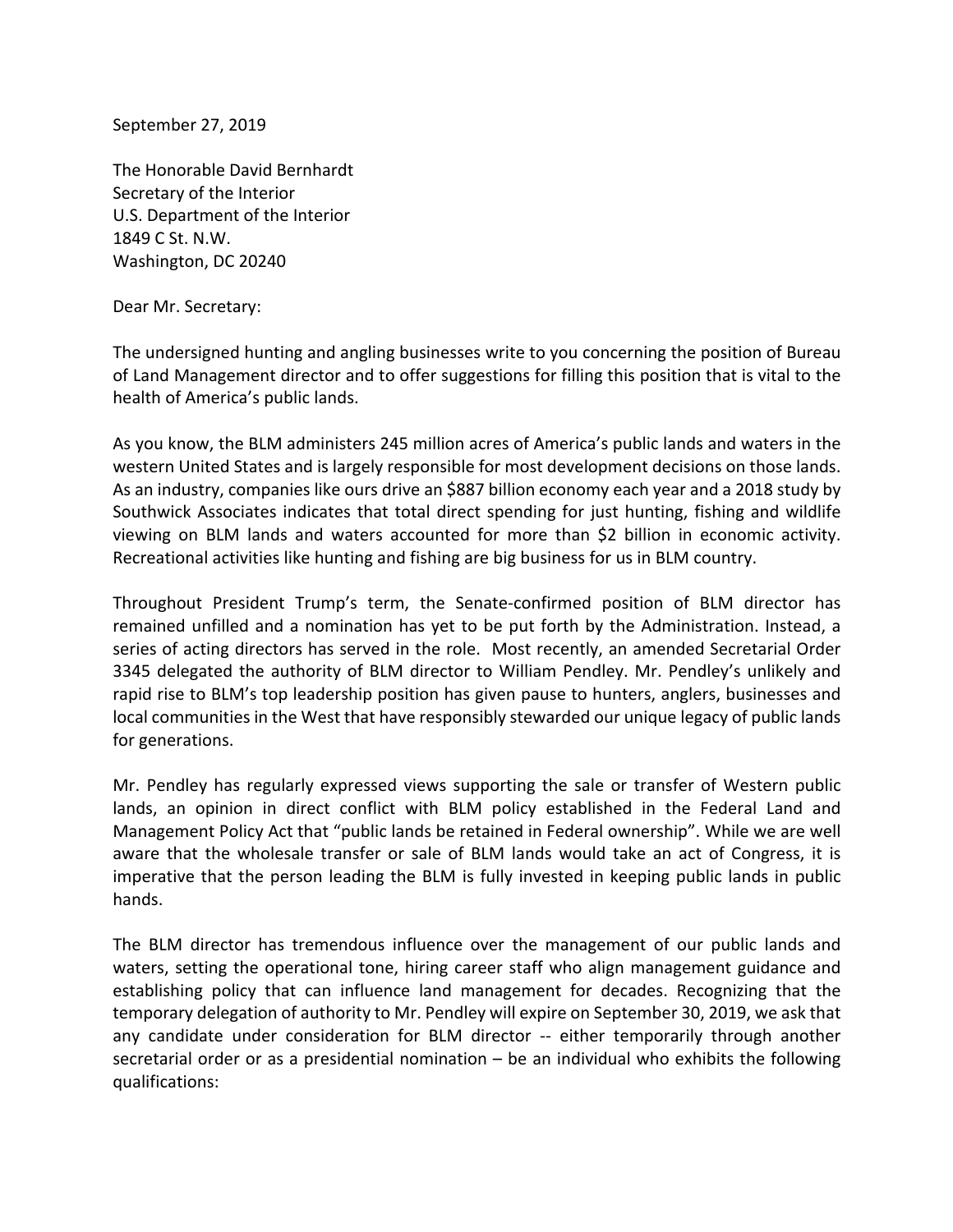September 27, 2019

The Honorable David Bernhardt
Secretary of the Interior
U.S. Department of the Interior
1849 C St. N.W.
Washington, DC 20240

Dear Mr. Secretary:

The undersigned hunting and angling businesses write to you concerning the position of Bureau of Land Management director and to offer suggestions for filling this position that is vital to the health of America's public lands.

As you know, the BLM administers 245 million acres of America's public lands and waters in the western United States and is largely responsible for most development decisions on those lands. As an industry, companies like ours drive an $887 billion economy each year and a 2018 study by Southwick Associates indicates that total direct spending for just hunting, fishing and wildlife viewing on BLM lands and waters accounted for more than $2 billion in economic activity. Recreational activities like hunting and fishing are big business for us in BLM country.

Throughout President Trump's term, the Senate-confirmed position of BLM director has remained unfilled and a nomination has yet to be put forth by the Administration. Instead, a series of acting directors has served in the role. Most recently, an amended Secretarial Order 3345 delegated the authority of BLM director to William Pendley. Mr. Pendley's unlikely and rapid rise to BLM's top leadership position has given pause to hunters, anglers, businesses and local communities in the West that have responsibly stewarded our unique legacy of public lands for generations.

Mr. Pendley has regularly expressed views supporting the sale or transfer of Western public lands, an opinion in direct conflict with BLM policy established in the Federal Land and Management Policy Act that "public lands be retained in Federal ownership". While we are well aware that the wholesale transfer or sale of BLM lands would take an act of Congress, it is imperative that the person leading the BLM is fully invested in keeping public lands in public hands.

The BLM director has tremendous influence over the management of our public lands and waters, setting the operational tone, hiring career staff who align management guidance and establishing policy that can influence land management for decades. Recognizing that the temporary delegation of authority to Mr. Pendley will expire on September 30, 2019, we ask that any candidate under consideration for BLM director -- either temporarily through another secretarial order or as a presidential nomination – be an individual who exhibits the following qualifications: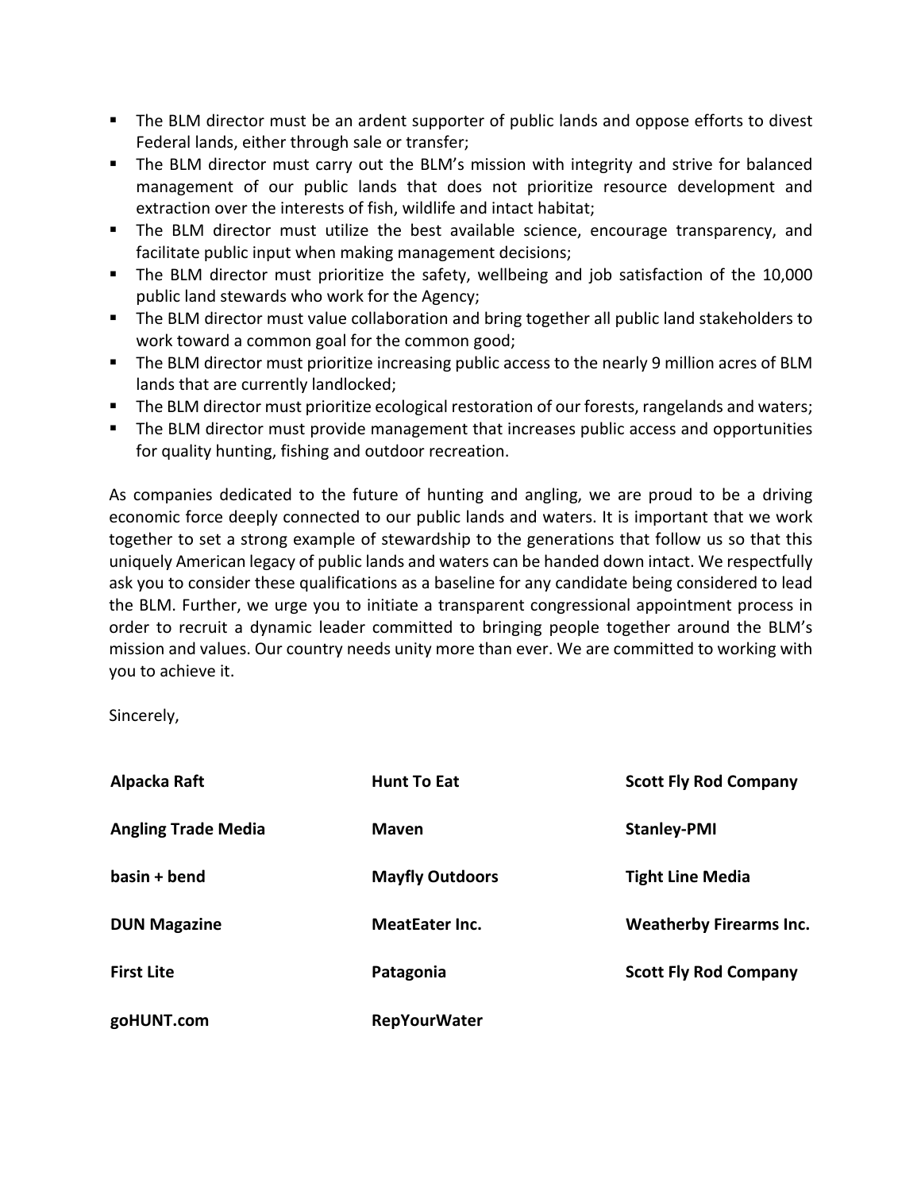- The BLM director must be an ardent supporter of public lands and oppose efforts to divest Federal lands, either through sale or transfer;
- The BLM director must carry out the BLM's mission with integrity and strive for balanced management of our public lands that does not prioritize resource development and extraction over the interests of fish, wildlife and intact habitat;
- The BLM director must utilize the best available science, encourage transparency, and facilitate public input when making management decisions;
- The BLM director must prioritize the safety, wellbeing and job satisfaction of the 10,000 public land stewards who work for the Agency;
- The BLM director must value collaboration and bring together all public land stakeholders to work toward a common goal for the common good;
- The BLM director must prioritize increasing public access to the nearly 9 million acres of BLM lands that are currently landlocked;
- The BLM director must prioritize ecological restoration of our forests, rangelands and waters;
- The BLM director must provide management that increases public access and opportunities for quality hunting, fishing and outdoor recreation.

As companies dedicated to the future of hunting and angling, we are proud to be a driving economic force deeply connected to our public lands and waters. It is important that we work together to set a strong example of stewardship to the generations that follow us so that this uniquely American legacy of public lands and waters can be handed down intact. We respectfully ask you to consider these qualifications as a baseline for any candidate being considered to lead the BLM. Further, we urge you to initiate a transparent congressional appointment process in order to recruit a dynamic leader committed to bringing people together around the BLM's mission and values. Our country needs unity more than ever. We are committed to working with you to achieve it.

Sincerely,

| | | |
|---|---|---|
| **Alpacka Raft** | **Hunt To Eat** | **Scott Fly Rod Company** |
| **Angling Trade Media** | **Maven** | **Stanley-PMI** |
| **basin + bend** | **Mayfly Outdoors** | **Tight Line Media** |
| **DUN Magazine** | **MeatEater Inc.** | **Weatherby Firearms Inc.** |
| **First Lite** | **Patagonia** | **Scott Fly Rod Company** |
| **goHUNT.com** | **RepYourWater** | |